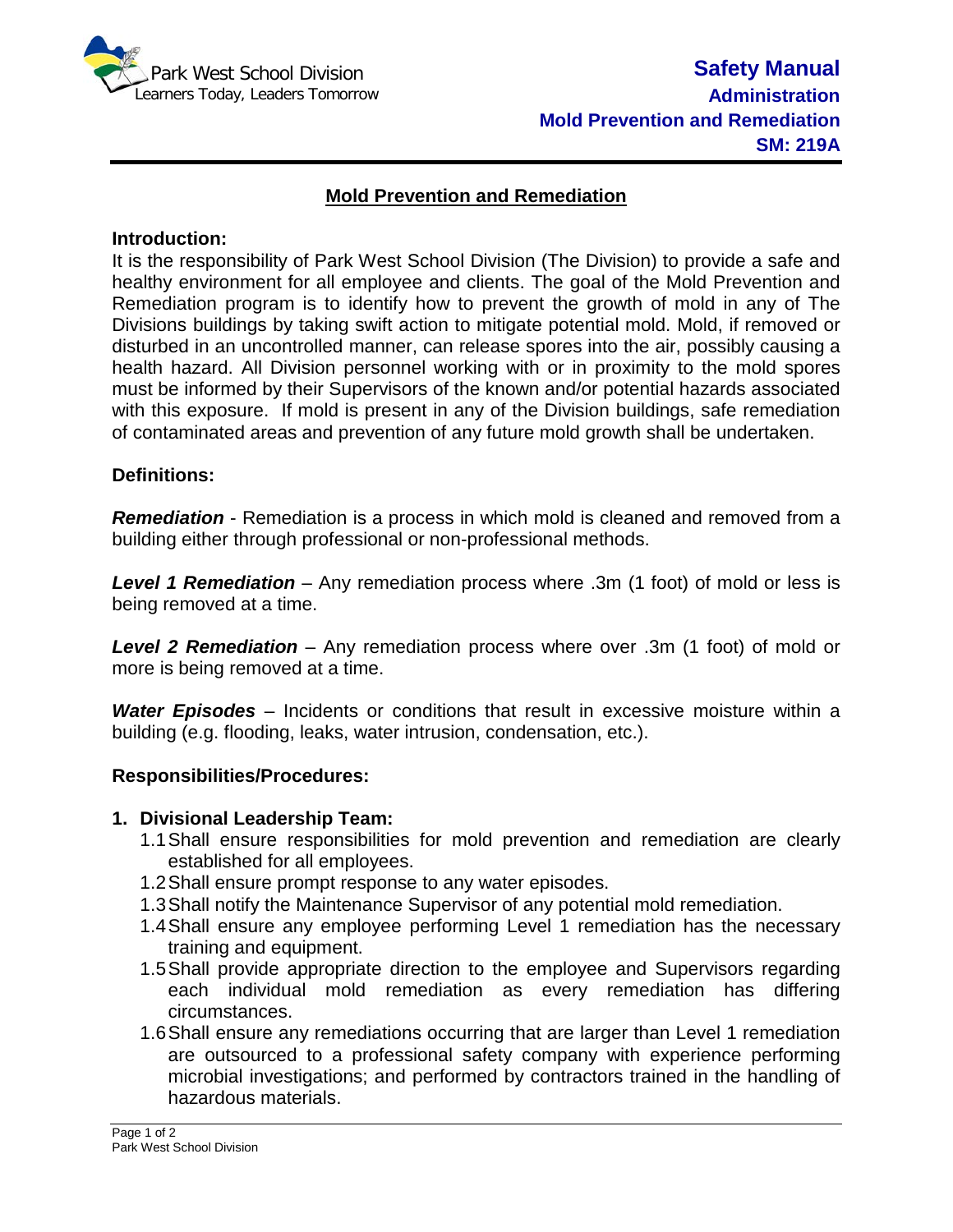# Mold Prevention and Remediation

### Introduction:

It is the responsibility of Park West School Division (The Division) to provide a safe and healthy environment for all employee and clients. The goal of the Mold Prevention and Remediation program is to identify how to prevent the growth of mold in any of The Divisions buildings by taking swift action to mitigate potential mold. Mold, if removed or disturbed in an uncontrolled manner, can release spores into the air, possibly causing a health hazard. All Division personnel working with or in proximity to the mold spores must be informed by their Supervisors of the known and/or potential hazards associated with this exposure. If mold is present in any of the Division buildings, safe remediation of contaminated areas and prevention of any future mold growth shall be undertaken.

### Definitions:

***Remediation*** - Remediation is a process in which mold is cleaned and removed from a building either through professional or non-professional methods.

***Level 1 Remediation*** – Any remediation process where .3m (1 foot) of mold or less is being removed at a time.

***Level 2 Remediation*** – Any remediation process where over .3m (1 foot) of mold or more is being removed at a time.

***Water Episodes*** – Incidents or conditions that result in excessive moisture within a building (e.g. flooding, leaks, water intrusion, condensation, etc.).

### Responsibilities/Procedures:

**1. Divisional Leadership Team:**

1.1 Shall ensure responsibilities for mold prevention and remediation are clearly established for all employees.

1.2 Shall ensure prompt response to any water episodes.

1.3 Shall notify the Maintenance Supervisor of any potential mold remediation.

1.4 Shall ensure any employee performing Level 1 remediation has the necessary training and equipment.

1.5 Shall provide appropriate direction to the employee and Supervisors regarding each individual mold remediation as every remediation has differing circumstances.

1.6 Shall ensure any remediations occurring that are larger than Level 1 remediation are outsourced to a professional safety company with experience performing microbial investigations; and performed by contractors trained in the handling of hazardous materials.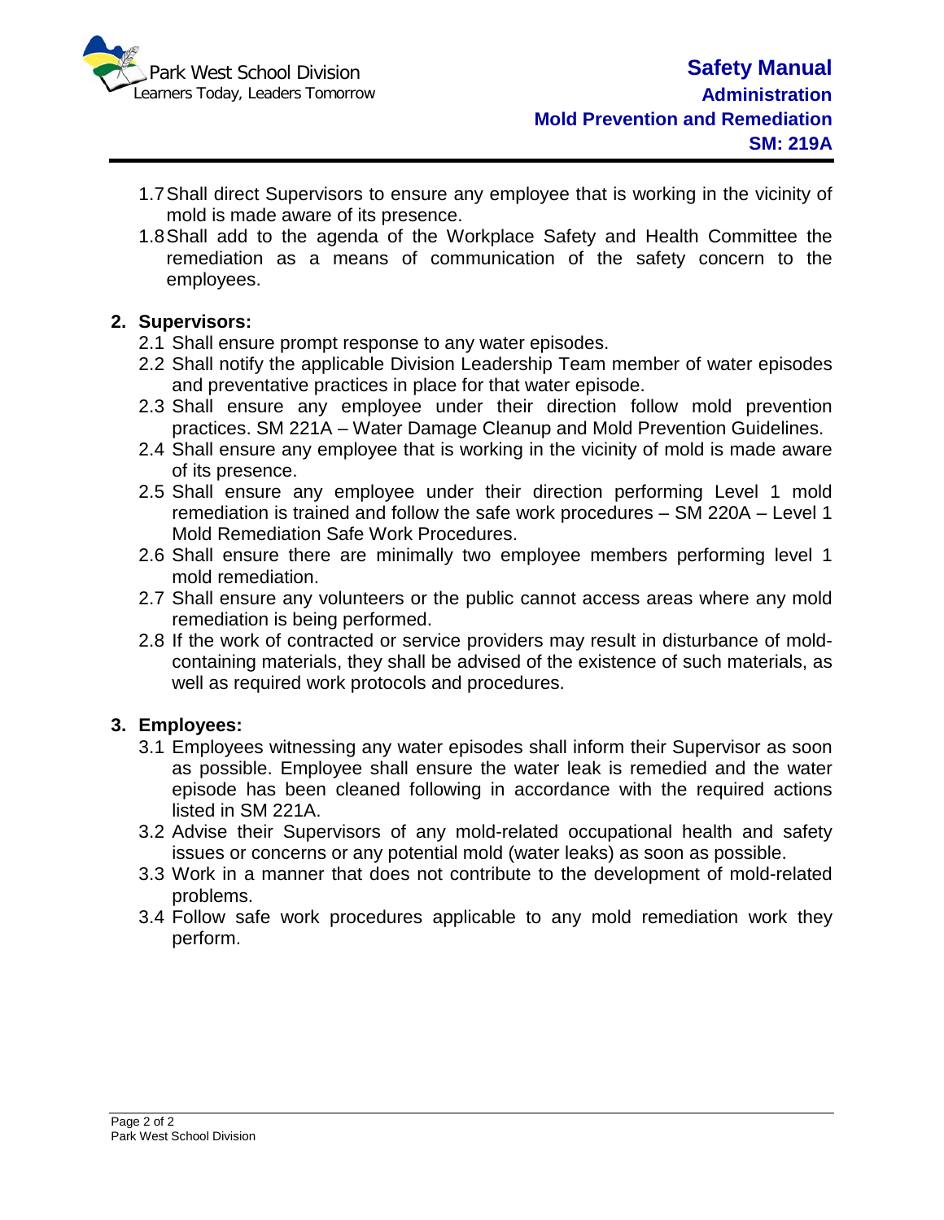1.7 Shall direct Supervisors to ensure any employee that is working in the vicinity of mold is made aware of its presence.

1.8 Shall add to the agenda of the Workplace Safety and Health Committee the remediation as a means of communication of the safety concern to the employees.

## 2. Supervisors:

2.1 Shall ensure prompt response to any water episodes.

2.2 Shall notify the applicable Division Leadership Team member of water episodes and preventative practices in place for that water episode.

2.3 Shall ensure any employee under their direction follow mold prevention practices. SM 221A – Water Damage Cleanup and Mold Prevention Guidelines.

2.4 Shall ensure any employee that is working in the vicinity of mold is made aware of its presence.

2.5 Shall ensure any employee under their direction performing Level 1 mold remediation is trained and follow the safe work procedures – SM 220A – Level 1 Mold Remediation Safe Work Procedures.

2.6 Shall ensure there are minimally two employee members performing level 1 mold remediation.

2.7 Shall ensure any volunteers or the public cannot access areas where any mold remediation is being performed.

2.8 If the work of contracted or service providers may result in disturbance of mold-containing materials, they shall be advised of the existence of such materials, as well as required work protocols and procedures.

## 3. Employees:

3.1 Employees witnessing any water episodes shall inform their Supervisor as soon as possible. Employee shall ensure the water leak is remedied and the water episode has been cleaned following in accordance with the required actions listed in SM 221A.

3.2 Advise their Supervisors of any mold-related occupational health and safety issues or concerns or any potential mold (water leaks) as soon as possible.

3.3 Work in a manner that does not contribute to the development of mold-related problems.

3.4 Follow safe work procedures applicable to any mold remediation work they perform.